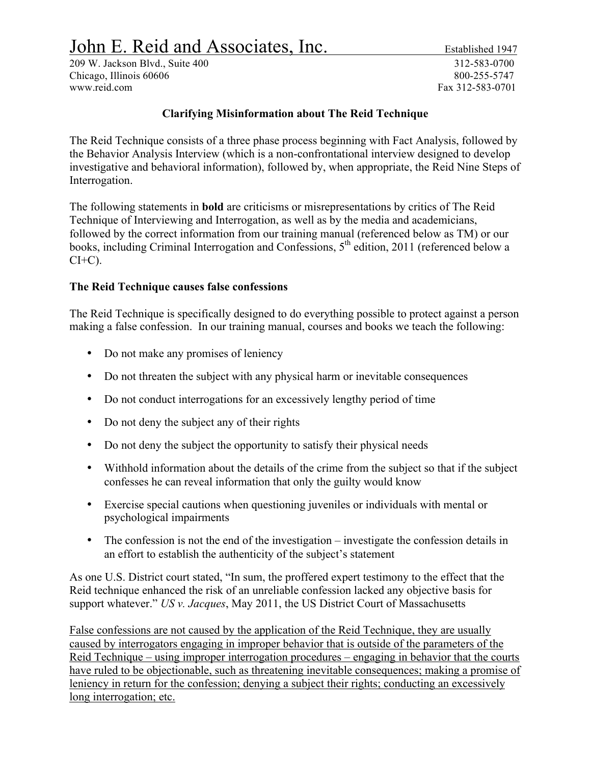# John E. Reid and Associates, Inc.

Established 1947

209 W. Jackson Blvd., Suite 400
Chicago, Illinois 60606
www.reid.com

312-583-0700
800-255-5747
Fax 312-583-0701

## Clarifying Misinformation about The Reid Technique

The Reid Technique consists of a three phase process beginning with Fact Analysis, followed by the Behavior Analysis Interview (which is a non-confrontational interview designed to develop investigative and behavioral information), followed by, when appropriate, the Reid Nine Steps of Interrogation.

The following statements in **bold** are criticisms or misrepresentations by critics of The Reid Technique of Interviewing and Interrogation, as well as by the media and academicians, followed by the correct information from our training manual (referenced below as TM) or our books, including Criminal Interrogation and Confessions, 5th edition, 2011 (referenced below a CI+C).

**The Reid Technique causes false confessions**

The Reid Technique is specifically designed to do everything possible to protect against a person making a false confession. In our training manual, courses and books we teach the following:

- Do not make any promises of leniency
- Do not threaten the subject with any physical harm or inevitable consequences
- Do not conduct interrogations for an excessively lengthy period of time
- Do not deny the subject any of their rights
- Do not deny the subject the opportunity to satisfy their physical needs
- Withhold information about the details of the crime from the subject so that if the subject confesses he can reveal information that only the guilty would know
- Exercise special cautions when questioning juveniles or individuals with mental or psychological impairments
- The confession is not the end of the investigation – investigate the confession details in an effort to establish the authenticity of the subject's statement

As one U.S. District court stated, "In sum, the proffered expert testimony to the effect that the Reid technique enhanced the risk of an unreliable confession lacked any objective basis for support whatever." *US v. Jacques*, May 2011, the US District Court of Massachusetts

<u>False confessions are not caused by the application of the Reid Technique, they are usually caused by interrogators engaging in improper behavior that is outside of the parameters of the Reid Technique – using improper interrogation procedures – engaging in behavior that the courts have ruled to be objectionable, such as threatening inevitable consequences; making a promise of leniency in return for the confession; denying a subject their rights; conducting an excessively long interrogation; etc.</u>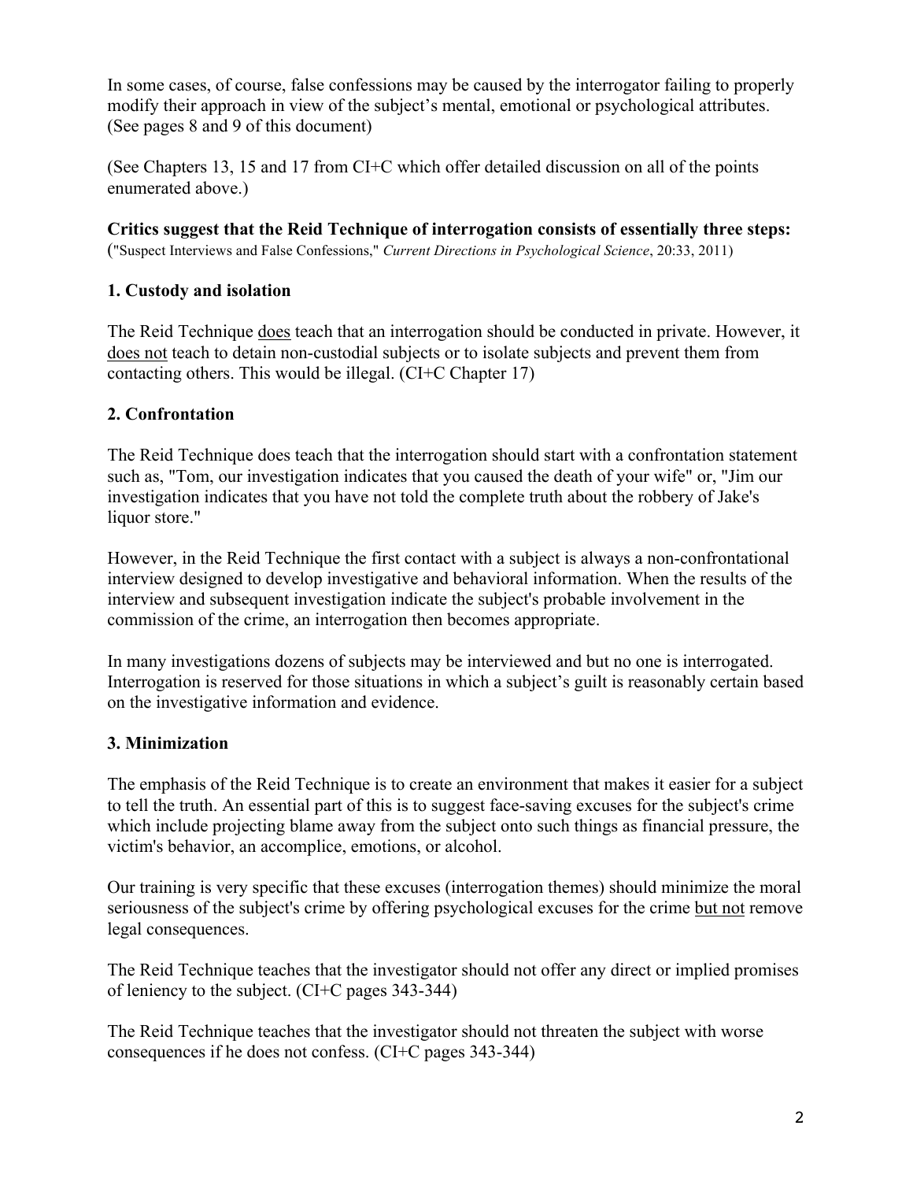In some cases, of course, false confessions may be caused by the interrogator failing to properly modify their approach in view of the subject's mental, emotional or psychological attributes. (See pages 8 and 9 of this document)

(See Chapters 13, 15 and 17 from CI+C which offer detailed discussion on all of the points enumerated above.)

**Critics suggest that the Reid Technique of interrogation consists of essentially three steps:**
("Suspect Interviews and False Confessions," *Current Directions in Psychological Science*, 20:33, 2011)

### 1. Custody and isolation

The Reid Technique does teach that an interrogation should be conducted in private. However, it does not teach to detain non-custodial subjects or to isolate subjects and prevent them from contacting others. This would be illegal. (CI+C Chapter 17)

### 2. Confrontation

The Reid Technique does teach that the interrogation should start with a confrontation statement such as, "Tom, our investigation indicates that you caused the death of your wife" or, "Jim our investigation indicates that you have not told the complete truth about the robbery of Jake's liquor store."

However, in the Reid Technique the first contact with a subject is always a non-confrontational interview designed to develop investigative and behavioral information. When the results of the interview and subsequent investigation indicate the subject's probable involvement in the commission of the crime, an interrogation then becomes appropriate.

In many investigations dozens of subjects may be interviewed and but no one is interrogated. Interrogation is reserved for those situations in which a subject's guilt is reasonably certain based on the investigative information and evidence.

### 3. Minimization

The emphasis of the Reid Technique is to create an environment that makes it easier for a subject to tell the truth. An essential part of this is to suggest face-saving excuses for the subject's crime which include projecting blame away from the subject onto such things as financial pressure, the victim's behavior, an accomplice, emotions, or alcohol.

Our training is very specific that these excuses (interrogation themes) should minimize the moral seriousness of the subject's crime by offering psychological excuses for the crime but not remove legal consequences.

The Reid Technique teaches that the investigator should not offer any direct or implied promises of leniency to the subject. (CI+C pages 343-344)

The Reid Technique teaches that the investigator should not threaten the subject with worse consequences if he does not confess. (CI+C pages 343-344)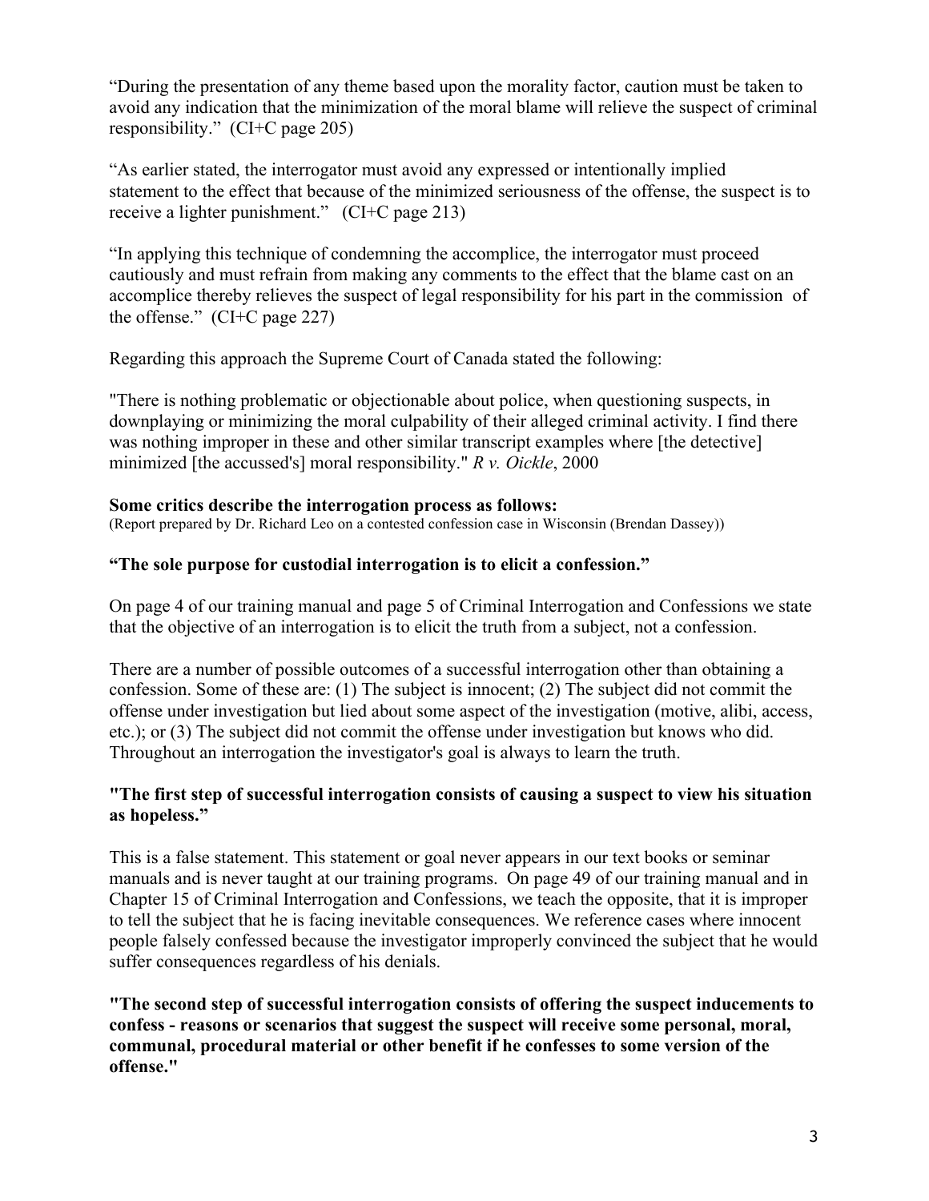"During the presentation of any theme based upon the morality factor, caution must be taken to avoid any indication that the minimization of the moral blame will relieve the suspect of criminal responsibility." (CI+C page 205)

"As earlier stated, the interrogator must avoid any expressed or intentionally implied statement to the effect that because of the minimized seriousness of the offense, the suspect is to receive a lighter punishment." (CI+C page 213)

"In applying this technique of condemning the accomplice, the interrogator must proceed cautiously and must refrain from making any comments to the effect that the blame cast on an accomplice thereby relieves the suspect of legal responsibility for his part in the commission of the offense." (CI+C page 227)

Regarding this approach the Supreme Court of Canada stated the following:

"There is nothing problematic or objectionable about police, when questioning suspects, in downplaying or minimizing the moral culpability of their alleged criminal activity. I find there was nothing improper in these and other similar transcript examples where [the detective] minimized [the accussed's] moral responsibility." *R v. Oickle*, 2000

**Some critics describe the interrogation process as follows:**
(Report prepared by Dr. Richard Leo on a contested confession case in Wisconsin (Brendan Dassey))

**"The sole purpose for custodial interrogation is to elicit a confession."**

On page 4 of our training manual and page 5 of Criminal Interrogation and Confessions we state that the objective of an interrogation is to elicit the truth from a subject, not a confession.

There are a number of possible outcomes of a successful interrogation other than obtaining a confession. Some of these are: (1) The subject is innocent; (2) The subject did not commit the offense under investigation but lied about some aspect of the investigation (motive, alibi, access, etc.); or (3) The subject did not commit the offense under investigation but knows who did. Throughout an interrogation the investigator's goal is always to learn the truth.

**"The first step of successful interrogation consists of causing a suspect to view his situation as hopeless."**

This is a false statement. This statement or goal never appears in our text books or seminar manuals and is never taught at our training programs. On page 49 of our training manual and in Chapter 15 of Criminal Interrogation and Confessions, we teach the opposite, that it is improper to tell the subject that he is facing inevitable consequences. We reference cases where innocent people falsely confessed because the investigator improperly convinced the subject that he would suffer consequences regardless of his denials.

**"The second step of successful interrogation consists of offering the suspect inducements to confess - reasons or scenarios that suggest the suspect will receive some personal, moral, communal, procedural material or other benefit if he confesses to some version of the offense."**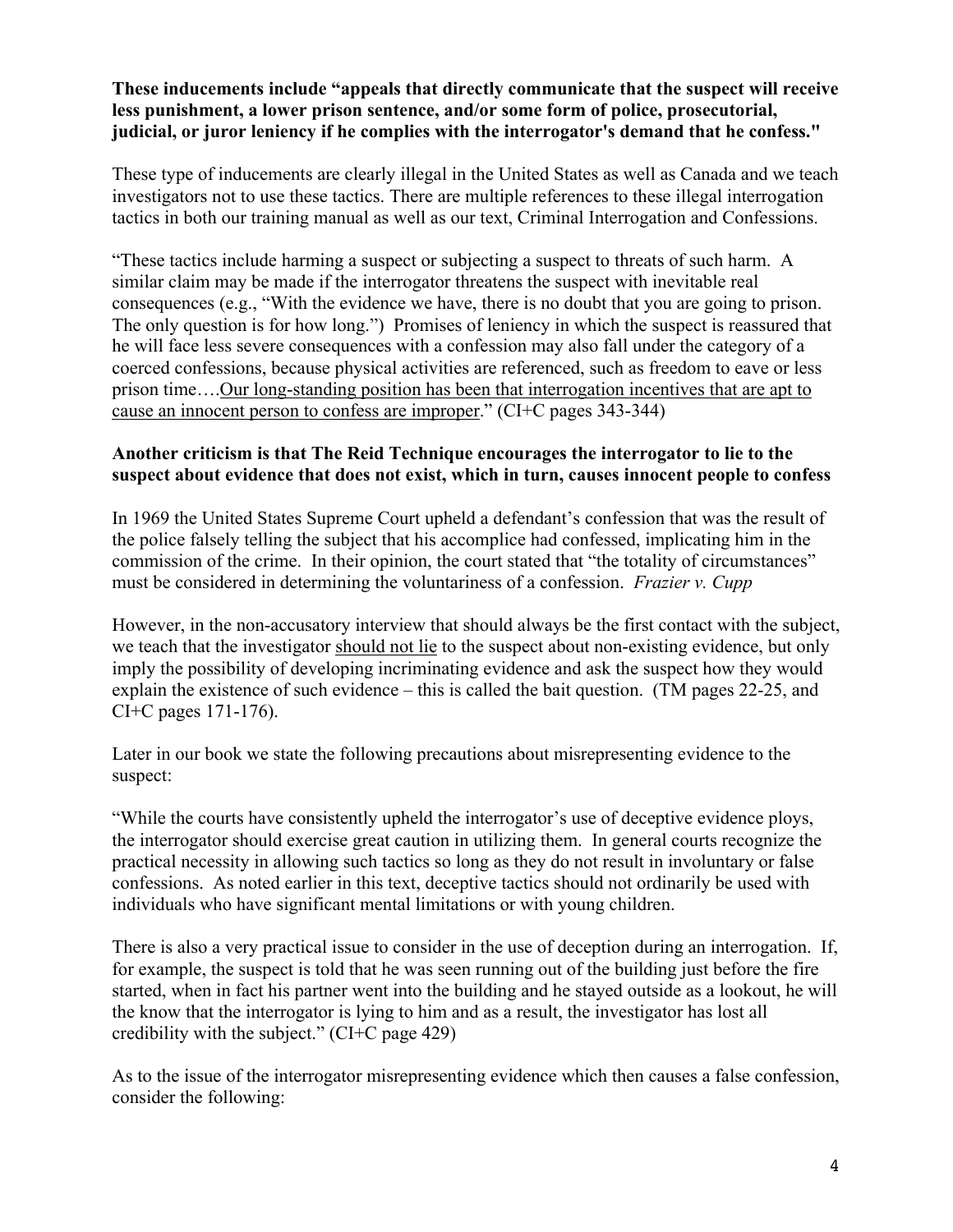**These inducements include "appeals that directly communicate that the suspect will receive less punishment, a lower prison sentence, and/or some form of police, prosecutorial, judicial, or juror leniency if he complies with the interrogator's demand that he confess."**

These type of inducements are clearly illegal in the United States as well as Canada and we teach investigators not to use these tactics. There are multiple references to these illegal interrogation tactics in both our training manual as well as our text, Criminal Interrogation and Confessions.

"These tactics include harming a suspect or subjecting a suspect to threats of such harm. A similar claim may be made if the interrogator threatens the suspect with inevitable real consequences (e.g., "With the evidence we have, there is no doubt that you are going to prison. The only question is for how long.") Promises of leniency in which the suspect is reassured that he will face less severe consequences with a confession may also fall under the category of a coerced confessions, because physical activities are referenced, such as freedom to eave or less prison time….<u>Our long-standing position has been that interrogation incentives that are apt to cause an innocent person to confess are improper</u>." (CI+C pages 343-344)

**Another criticism is that The Reid Technique encourages the interrogator to lie to the suspect about evidence that does not exist, which in turn, causes innocent people to confess**

In 1969 the United States Supreme Court upheld a defendant's confession that was the result of the police falsely telling the subject that his accomplice had confessed, implicating him in the commission of the crime. In their opinion, the court stated that "the totality of circumstances" must be considered in determining the voluntariness of a confession. *Frazier v. Cupp*

However, in the non-accusatory interview that should always be the first contact with the subject, we teach that the investigator <u>should not lie</u> to the suspect about non-existing evidence, but only imply the possibility of developing incriminating evidence and ask the suspect how they would explain the existence of such evidence – this is called the bait question. (TM pages 22-25, and CI+C pages 171-176).

Later in our book we state the following precautions about misrepresenting evidence to the suspect:

"While the courts have consistently upheld the interrogator's use of deceptive evidence ploys, the interrogator should exercise great caution in utilizing them. In general courts recognize the practical necessity in allowing such tactics so long as they do not result in involuntary or false confessions. As noted earlier in this text, deceptive tactics should not ordinarily be used with individuals who have significant mental limitations or with young children.

There is also a very practical issue to consider in the use of deception during an interrogation. If, for example, the suspect is told that he was seen running out of the building just before the fire started, when in fact his partner went into the building and he stayed outside as a lookout, he will the know that the interrogator is lying to him and as a result, the investigator has lost all credibility with the subject." (CI+C page 429)

As to the issue of the interrogator misrepresenting evidence which then causes a false confession, consider the following: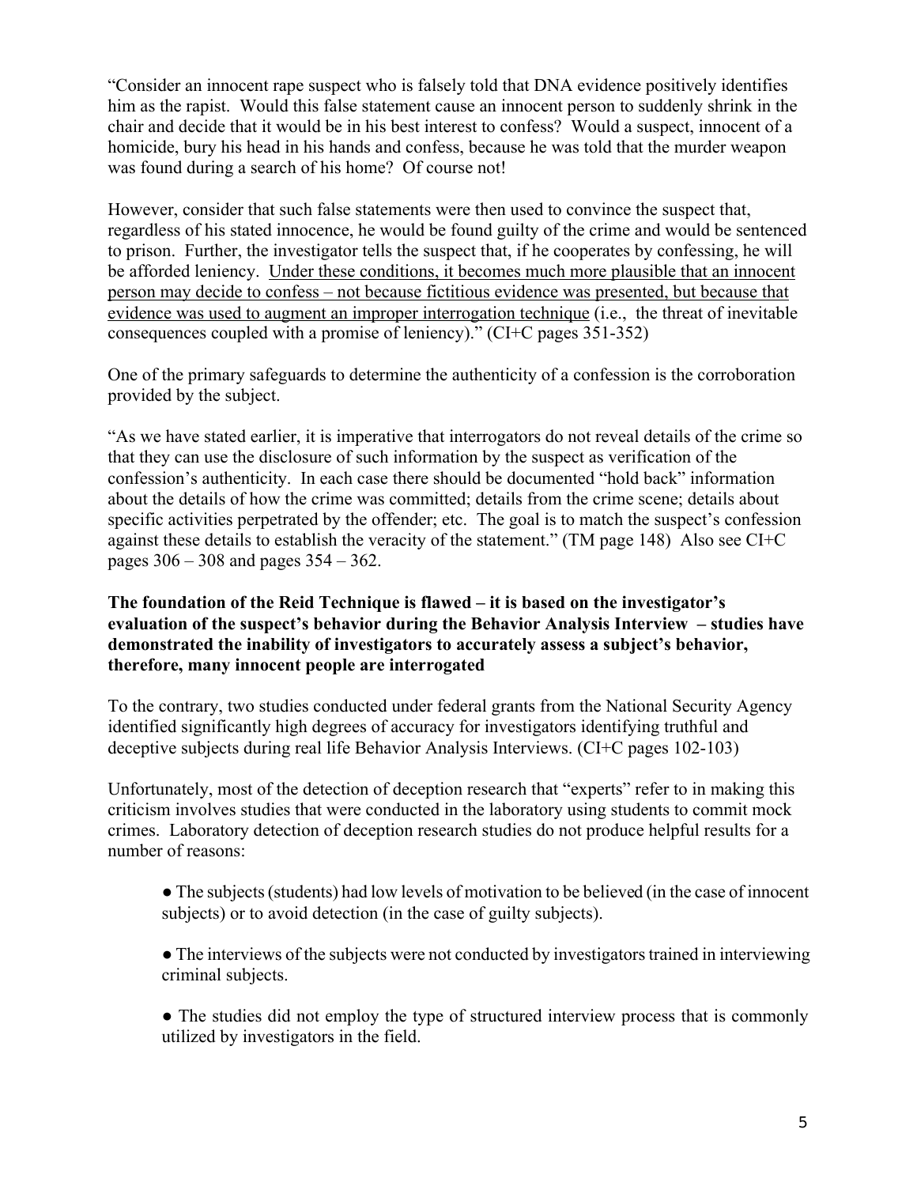"Consider an innocent rape suspect who is falsely told that DNA evidence positively identifies him as the rapist. Would this false statement cause an innocent person to suddenly shrink in the chair and decide that it would be in his best interest to confess? Would a suspect, innocent of a homicide, bury his head in his hands and confess, because he was told that the murder weapon was found during a search of his home? Of course not!

However, consider that such false statements were then used to convince the suspect that, regardless of his stated innocence, he would be found guilty of the crime and would be sentenced to prison. Further, the investigator tells the suspect that, if he cooperates by confessing, he will be afforded leniency. <u>Under these conditions, it becomes much more plausible that an innocent person may decide to confess – not because fictitious evidence was presented, but because that evidence was used to augment an improper interrogation technique</u> (i.e., the threat of inevitable consequences coupled with a promise of leniency)." (CI+C pages 351-352)

One of the primary safeguards to determine the authenticity of a confession is the corroboration provided by the subject.

"As we have stated earlier, it is imperative that interrogators do not reveal details of the crime so that they can use the disclosure of such information by the suspect as verification of the confession's authenticity. In each case there should be documented "hold back" information about the details of how the crime was committed; details from the crime scene; details about specific activities perpetrated by the offender; etc. The goal is to match the suspect's confession against these details to establish the veracity of the statement." (TM page 148) Also see CI+C pages 306 – 308 and pages 354 – 362.

**The foundation of the Reid Technique is flawed – it is based on the investigator's evaluation of the suspect's behavior during the Behavior Analysis Interview – studies have demonstrated the inability of investigators to accurately assess a subject's behavior, therefore, many innocent people are interrogated**

To the contrary, two studies conducted under federal grants from the National Security Agency identified significantly high degrees of accuracy for investigators identifying truthful and deceptive subjects during real life Behavior Analysis Interviews. (CI+C pages 102-103)

Unfortunately, most of the detection of deception research that "experts" refer to in making this criticism involves studies that were conducted in the laboratory using students to commit mock crimes. Laboratory detection of deception research studies do not produce helpful results for a number of reasons:

- The subjects (students) had low levels of motivation to be believed (in the case of innocent subjects) or to avoid detection (in the case of guilty subjects).
- The interviews of the subjects were not conducted by investigators trained in interviewing criminal subjects.
- The studies did not employ the type of structured interview process that is commonly utilized by investigators in the field.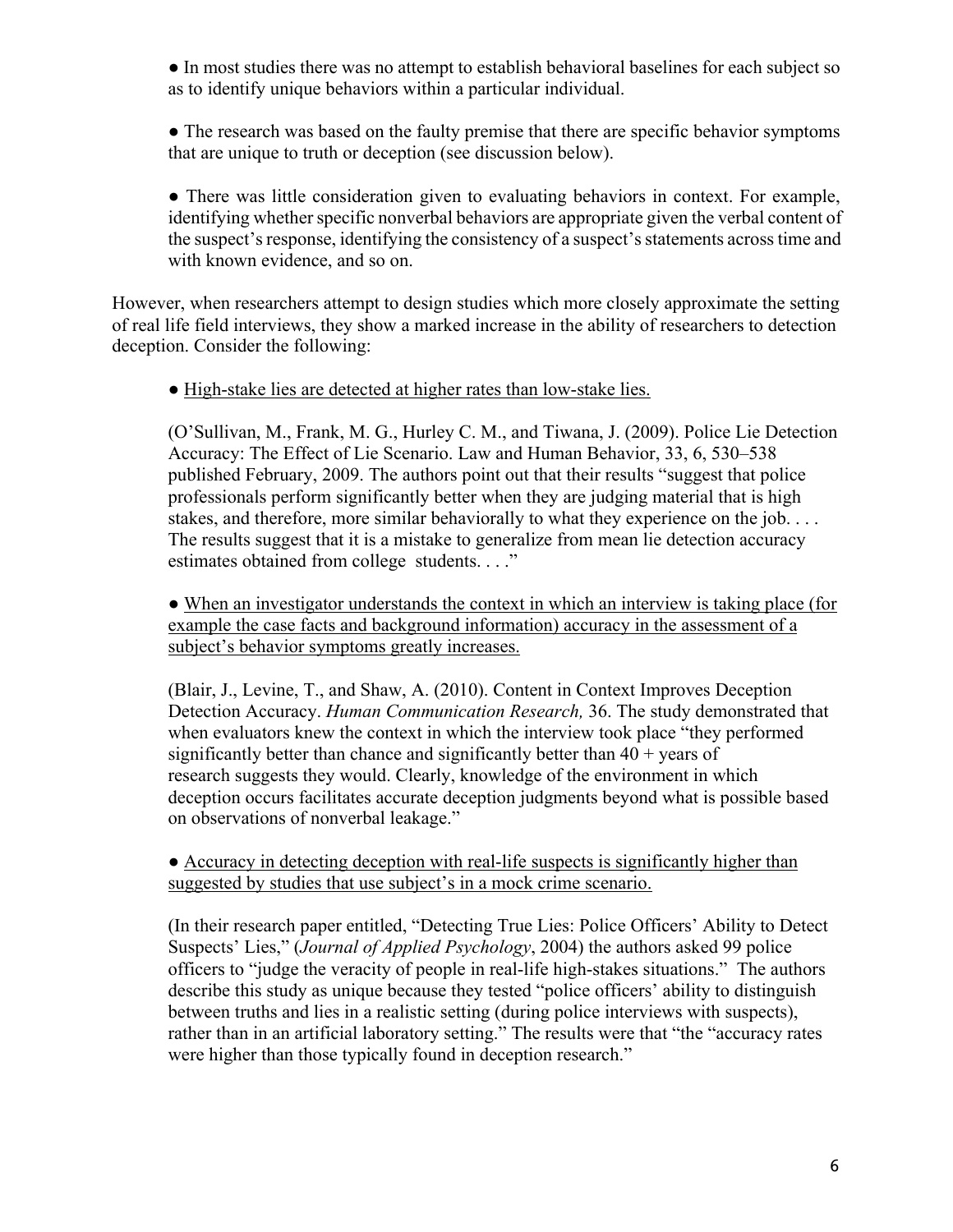- In most studies there was no attempt to establish behavioral baselines for each subject so as to identify unique behaviors within a particular individual.

- The research was based on the faulty premise that there are specific behavior symptoms that are unique to truth or deception (see discussion below).

- There was little consideration given to evaluating behaviors in context. For example, identifying whether specific nonverbal behaviors are appropriate given the verbal content of the suspect's response, identifying the consistency of a suspect's statements across time and with known evidence, and so on.

However, when researchers attempt to design studies which more closely approximate the setting of real life field interviews, they show a marked increase in the ability of researchers to detection deception. Consider the following:

- <u>High-stake lies are detected at higher rates than low-stake lies.</u>

  (O'Sullivan, M., Frank, M. G., Hurley C. M., and Tiwana, J. (2009). Police Lie Detection Accuracy: The Effect of Lie Scenario. Law and Human Behavior, 33, 6, 530–538 published February, 2009. The authors point out that their results "suggest that police professionals perform significantly better when they are judging material that is high stakes, and therefore, more similar behaviorally to what they experience on the job. . . . The results suggest that it is a mistake to generalize from mean lie detection accuracy estimates obtained from college students. . . ."

- <u>When an investigator understands the context in which an interview is taking place (for example the case facts and background information) accuracy in the assessment of a subject's behavior symptoms greatly increases.</u>

  (Blair, J., Levine, T., and Shaw, A. (2010). Content in Context Improves Deception Detection Accuracy. *Human Communication Research,* 36. The study demonstrated that when evaluators knew the context in which the interview took place "they performed significantly better than chance and significantly better than 40 + years of research suggests they would. Clearly, knowledge of the environment in which deception occurs facilitates accurate deception judgments beyond what is possible based on observations of nonverbal leakage."

- <u>Accuracy in detecting deception with real-life suspects is significantly higher than suggested by studies that use subject's in a mock crime scenario.</u>

  (In their research paper entitled, "Detecting True Lies: Police Officers' Ability to Detect Suspects' Lies," (*Journal of Applied Psychology*, 2004) the authors asked 99 police officers to "judge the veracity of people in real-life high-stakes situations." The authors describe this study as unique because they tested "police officers' ability to distinguish between truths and lies in a realistic setting (during police interviews with suspects), rather than in an artificial laboratory setting." The results were that "the "accuracy rates were higher than those typically found in deception research."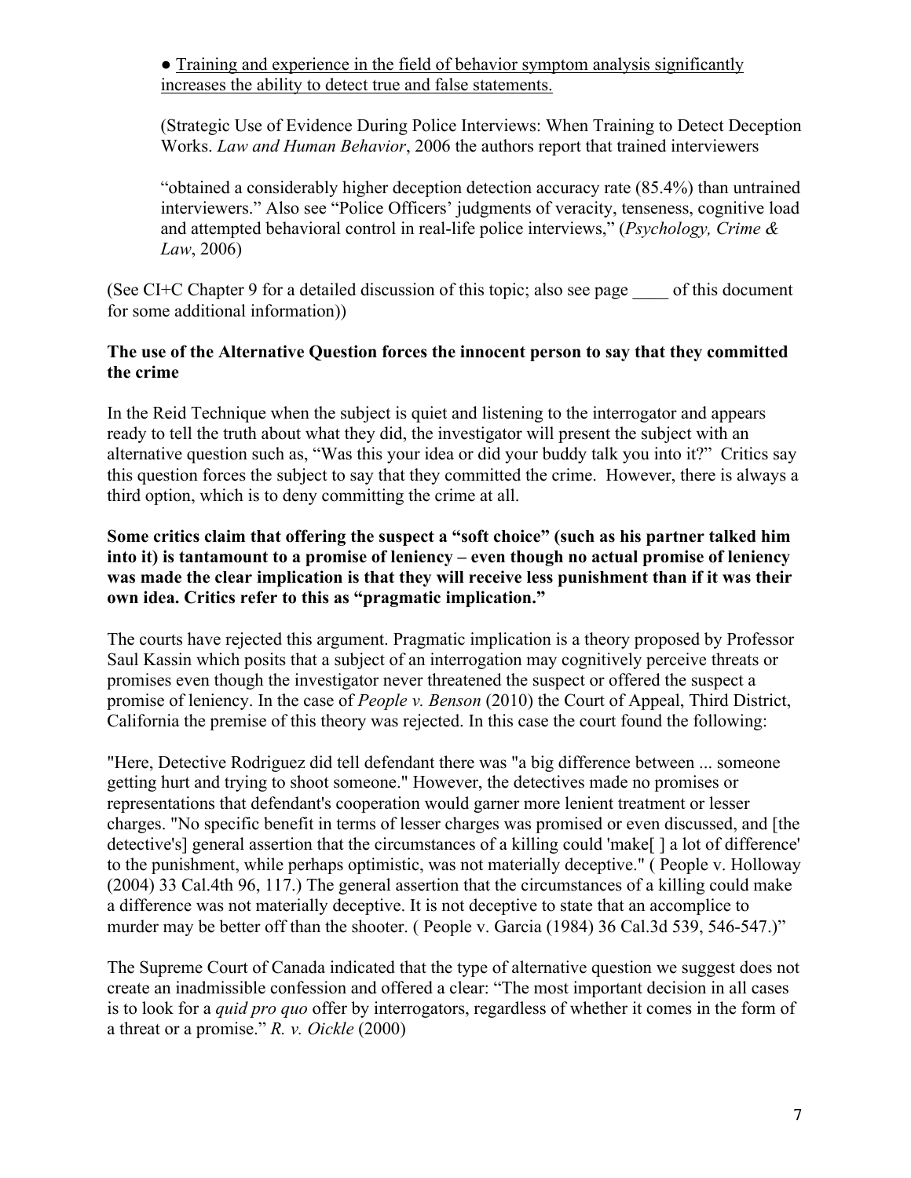● <u>Training and experience in the field of behavior symptom analysis significantly increases the ability to detect true and false statements.</u>

(Strategic Use of Evidence During Police Interviews: When Training to Detect Deception Works. *Law and Human Behavior*, 2006 the authors report that trained interviewers

"obtained a considerably higher deception detection accuracy rate (85.4%) than untrained interviewers." Also see "Police Officers' judgments of veracity, tenseness, cognitive load and attempted behavioral control in real-life police interviews," (*Psychology, Crime & Law*, 2006)

(See CI+C Chapter 9 for a detailed discussion of this topic; also see page ____ of this document for some additional information))

**The use of the Alternative Question forces the innocent person to say that they committed the crime**

In the Reid Technique when the subject is quiet and listening to the interrogator and appears ready to tell the truth about what they did, the investigator will present the subject with an alternative question such as, "Was this your idea or did your buddy talk you into it?" Critics say this question forces the subject to say that they committed the crime. However, there is always a third option, which is to deny committing the crime at all.

**Some critics claim that offering the suspect a "soft choice" (such as his partner talked him into it) is tantamount to a promise of leniency – even though no actual promise of leniency was made the clear implication is that they will receive less punishment than if it was their own idea. Critics refer to this as "pragmatic implication."**

The courts have rejected this argument. Pragmatic implication is a theory proposed by Professor Saul Kassin which posits that a subject of an interrogation may cognitively perceive threats or promises even though the investigator never threatened the suspect or offered the suspect a promise of leniency. In the case of *People v. Benson* (2010) the Court of Appeal, Third District, California the premise of this theory was rejected. In this case the court found the following:

"Here, Detective Rodriguez did tell defendant there was "a big difference between ... someone getting hurt and trying to shoot someone." However, the detectives made no promises or representations that defendant's cooperation would garner more lenient treatment or lesser charges. "No specific benefit in terms of lesser charges was promised or even discussed, and [the detective's] general assertion that the circumstances of a killing could 'make[ ] a lot of difference' to the punishment, while perhaps optimistic, was not materially deceptive." ( People v. Holloway (2004) 33 Cal.4th 96, 117.) The general assertion that the circumstances of a killing could make a difference was not materially deceptive. It is not deceptive to state that an accomplice to murder may be better off than the shooter. ( People v. Garcia (1984) 36 Cal.3d 539, 546-547.)"

The Supreme Court of Canada indicated that the type of alternative question we suggest does not create an inadmissible confession and offered a clear: "The most important decision in all cases is to look for a *quid pro quo* offer by interrogators, regardless of whether it comes in the form of a threat or a promise." *R. v. Oickle* (2000)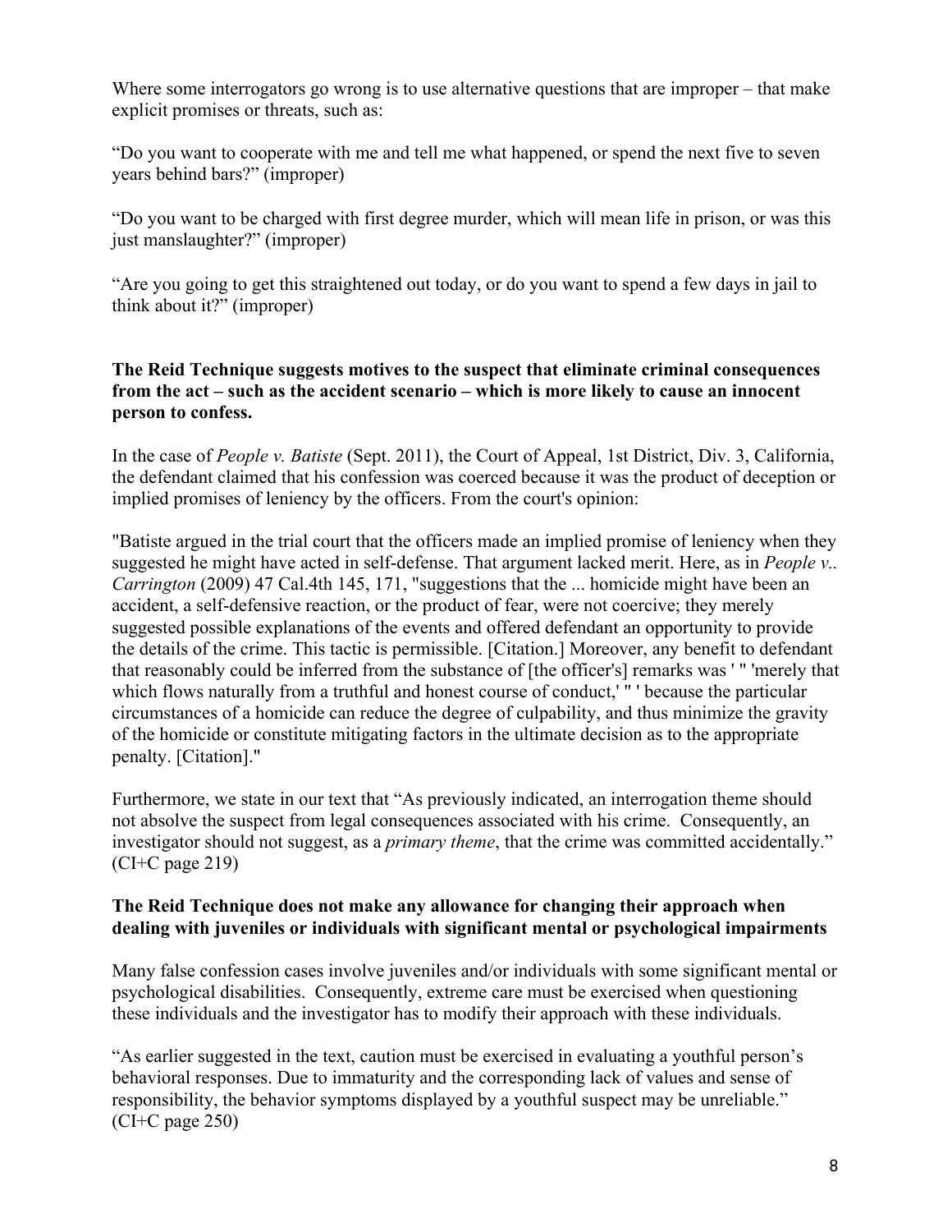Where some interrogators go wrong is to use alternative questions that are improper – that make explicit promises or threats, such as:

"Do you want to cooperate with me and tell me what happened, or spend the next five to seven years behind bars?" (improper)

"Do you want to be charged with first degree murder, which will mean life in prison, or was this just manslaughter?" (improper)

"Are you going to get this straightened out today, or do you want to spend a few days in jail to think about it?" (improper)

**The Reid Technique suggests motives to the suspect that eliminate criminal consequences from the act – such as the accident scenario – which is more likely to cause an innocent person to confess.**

In the case of *People v. Batiste* (Sept. 2011), the Court of Appeal, 1st District, Div. 3, California, the defendant claimed that his confession was coerced because it was the product of deception or implied promises of leniency by the officers. From the court's opinion:

"Batiste argued in the trial court that the officers made an implied promise of leniency when they suggested he might have acted in self-defense. That argument lacked merit. Here, as in *People v.. Carrington* (2009) 47 Cal.4th 145, 171, "suggestions that the ... homicide might have been an accident, a self-defensive reaction, or the product of fear, were not coercive; they merely suggested possible explanations of the events and offered defendant an opportunity to provide the details of the crime. This tactic is permissible. [Citation.] Moreover, any benefit to defendant that reasonably could be inferred from the substance of [the officer's] remarks was ' " 'merely that which flows naturally from a truthful and honest course of conduct,' " ' because the particular circumstances of a homicide can reduce the degree of culpability, and thus minimize the gravity of the homicide or constitute mitigating factors in the ultimate decision as to the appropriate penalty. [Citation]."

Furthermore, we state in our text that "As previously indicated, an interrogation theme should not absolve the suspect from legal consequences associated with his crime. Consequently, an investigator should not suggest, as a *primary theme*, that the crime was committed accidentally." (CI+C page 219)

**The Reid Technique does not make any allowance for changing their approach when dealing with juveniles or individuals with significant mental or psychological impairments**

Many false confession cases involve juveniles and/or individuals with some significant mental or psychological disabilities. Consequently, extreme care must be exercised when questioning these individuals and the investigator has to modify their approach with these individuals.

"As earlier suggested in the text, caution must be exercised in evaluating a youthful person's behavioral responses. Due to immaturity and the corresponding lack of values and sense of responsibility, the behavior symptoms displayed by a youthful suspect may be unreliable." (CI+C page 250)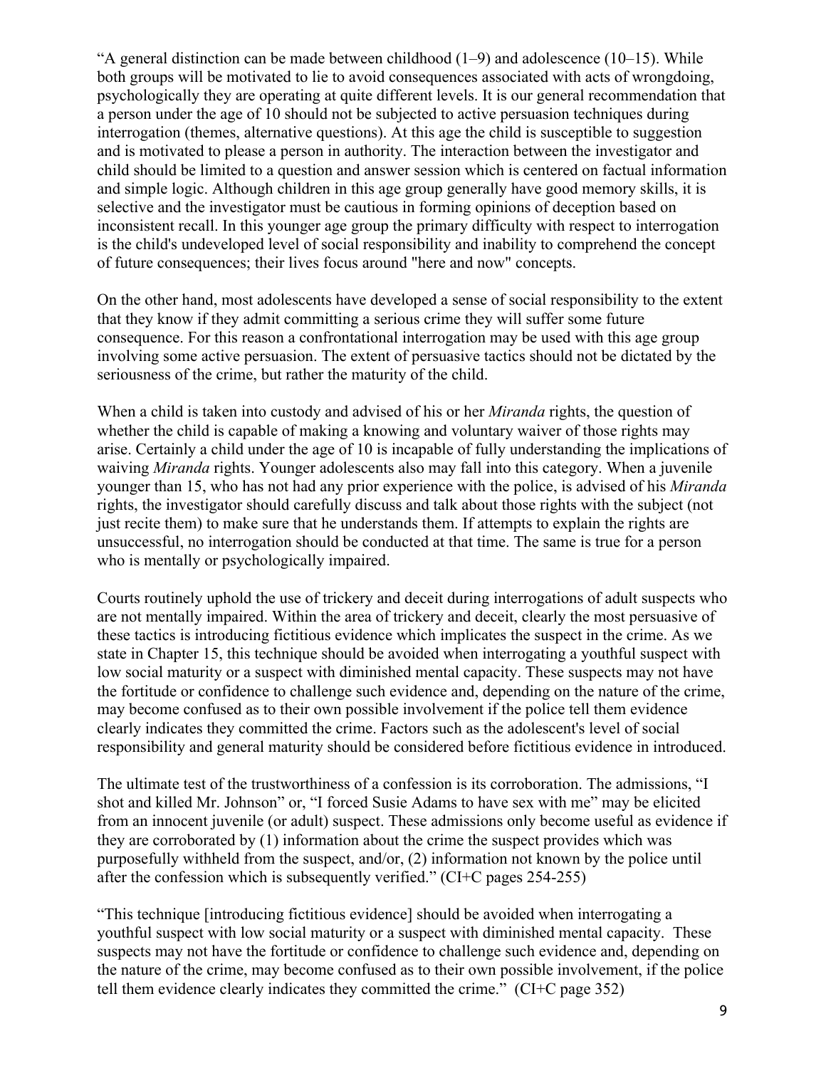"A general distinction can be made between childhood (1–9) and adolescence (10–15). While both groups will be motivated to lie to avoid consequences associated with acts of wrongdoing, psychologically they are operating at quite different levels. It is our general recommendation that a person under the age of 10 should not be subjected to active persuasion techniques during interrogation (themes, alternative questions). At this age the child is susceptible to suggestion and is motivated to please a person in authority. The interaction between the investigator and child should be limited to a question and answer session which is centered on factual information and simple logic. Although children in this age group generally have good memory skills, it is selective and the investigator must be cautious in forming opinions of deception based on inconsistent recall. In this younger age group the primary difficulty with respect to interrogation is the child's undeveloped level of social responsibility and inability to comprehend the concept of future consequences; their lives focus around "here and now" concepts.

On the other hand, most adolescents have developed a sense of social responsibility to the extent that they know if they admit committing a serious crime they will suffer some future consequence. For this reason a confrontational interrogation may be used with this age group involving some active persuasion. The extent of persuasive tactics should not be dictated by the seriousness of the crime, but rather the maturity of the child.

When a child is taken into custody and advised of his or her *Miranda* rights, the question of whether the child is capable of making a knowing and voluntary waiver of those rights may arise. Certainly a child under the age of 10 is incapable of fully understanding the implications of waiving *Miranda* rights. Younger adolescents also may fall into this category. When a juvenile younger than 15, who has not had any prior experience with the police, is advised of his *Miranda* rights, the investigator should carefully discuss and talk about those rights with the subject (not just recite them) to make sure that he understands them. If attempts to explain the rights are unsuccessful, no interrogation should be conducted at that time. The same is true for a person who is mentally or psychologically impaired.

Courts routinely uphold the use of trickery and deceit during interrogations of adult suspects who are not mentally impaired. Within the area of trickery and deceit, clearly the most persuasive of these tactics is introducing fictitious evidence which implicates the suspect in the crime. As we state in Chapter 15, this technique should be avoided when interrogating a youthful suspect with low social maturity or a suspect with diminished mental capacity. These suspects may not have the fortitude or confidence to challenge such evidence and, depending on the nature of the crime, may become confused as to their own possible involvement if the police tell them evidence clearly indicates they committed the crime. Factors such as the adolescent's level of social responsibility and general maturity should be considered before fictitious evidence in introduced.

The ultimate test of the trustworthiness of a confession is its corroboration. The admissions, "I shot and killed Mr. Johnson" or, "I forced Susie Adams to have sex with me" may be elicited from an innocent juvenile (or adult) suspect. These admissions only become useful as evidence if they are corroborated by (1) information about the crime the suspect provides which was purposefully withheld from the suspect, and/or, (2) information not known by the police until after the confession which is subsequently verified." (CI+C pages 254-255)

"This technique [introducing fictitious evidence] should be avoided when interrogating a youthful suspect with low social maturity or a suspect with diminished mental capacity. These suspects may not have the fortitude or confidence to challenge such evidence and, depending on the nature of the crime, may become confused as to their own possible involvement, if the police tell them evidence clearly indicates they committed the crime." (CI+C page 352)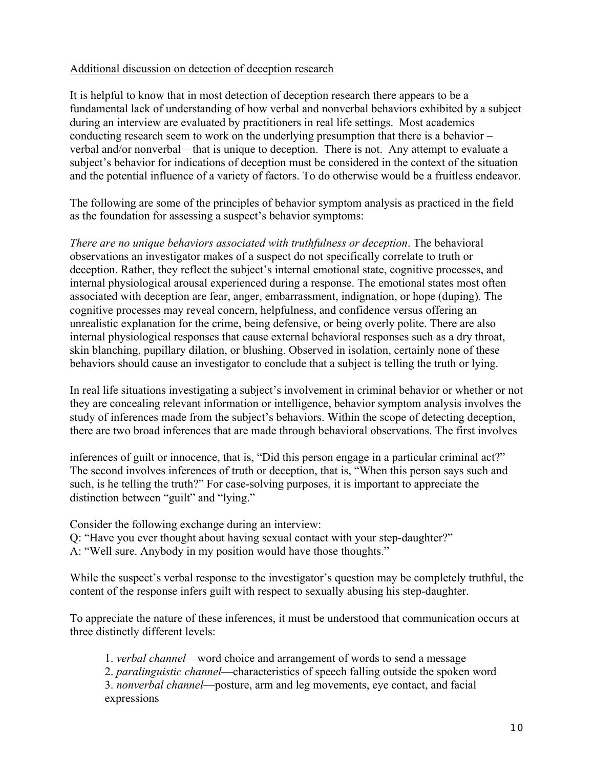<u>Additional discussion on detection of deception research</u>

It is helpful to know that in most detection of deception research there appears to be a fundamental lack of understanding of how verbal and nonverbal behaviors exhibited by a subject during an interview are evaluated by practitioners in real life settings. Most academics conducting research seem to work on the underlying presumption that there is a behavior – verbal and/or nonverbal – that is unique to deception. There is not. Any attempt to evaluate a subject's behavior for indications of deception must be considered in the context of the situation and the potential influence of a variety of factors. To do otherwise would be a fruitless endeavor.

The following are some of the principles of behavior symptom analysis as practiced in the field as the foundation for assessing a suspect's behavior symptoms:

*There are no unique behaviors associated with truthfulness or deception*. The behavioral observations an investigator makes of a suspect do not specifically correlate to truth or deception. Rather, they reflect the subject's internal emotional state, cognitive processes, and internal physiological arousal experienced during a response. The emotional states most often associated with deception are fear, anger, embarrassment, indignation, or hope (duping). The cognitive processes may reveal concern, helpfulness, and confidence versus offering an unrealistic explanation for the crime, being defensive, or being overly polite. There are also internal physiological responses that cause external behavioral responses such as a dry throat, skin blanching, pupillary dilation, or blushing. Observed in isolation, certainly none of these behaviors should cause an investigator to conclude that a subject is telling the truth or lying.

In real life situations investigating a subject's involvement in criminal behavior or whether or not they are concealing relevant information or intelligence, behavior symptom analysis involves the study of inferences made from the subject's behaviors. Within the scope of detecting deception, there are two broad inferences that are made through behavioral observations. The first involves inferences of guilt or innocence, that is, "Did this person engage in a particular criminal act?" The second involves inferences of truth or deception, that is, "When this person says such and such, is he telling the truth?" For case-solving purposes, it is important to appreciate the distinction between "guilt" and "lying."

Consider the following exchange during an interview:
Q: "Have you ever thought about having sexual contact with your step-daughter?"
A: "Well sure. Anybody in my position would have those thoughts."

While the suspect's verbal response to the investigator's question may be completely truthful, the content of the response infers guilt with respect to sexually abusing his step-daughter.

To appreciate the nature of these inferences, it must be understood that communication occurs at three distinctly different levels:

1. *verbal channel*—word choice and arrangement of words to send a message
2. *paralinguistic channel*—characteristics of speech falling outside the spoken word
3. *nonverbal channel*—posture, arm and leg movements, eye contact, and facial expressions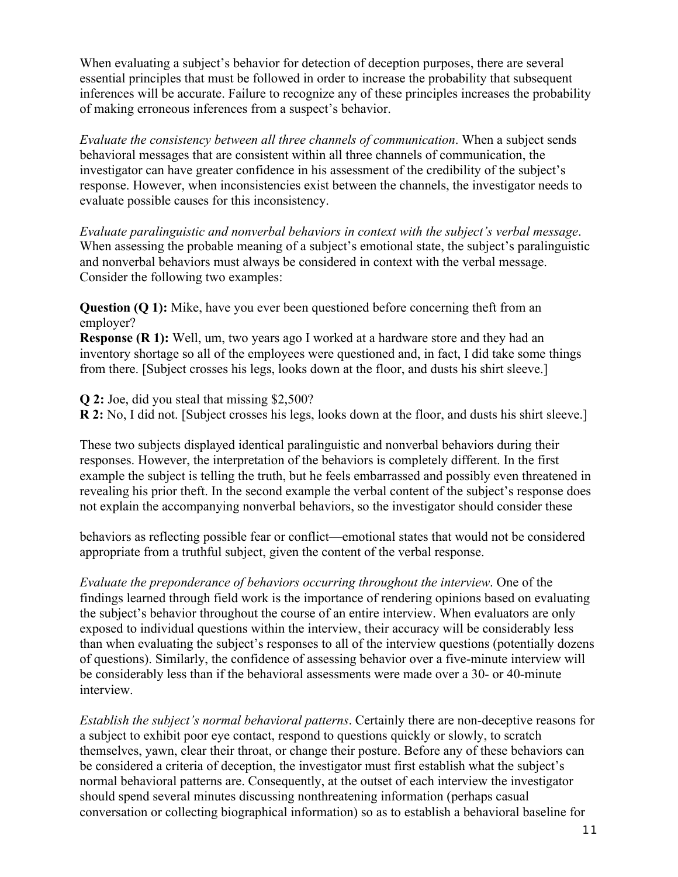When evaluating a subject's behavior for detection of deception purposes, there are several essential principles that must be followed in order to increase the probability that subsequent inferences will be accurate. Failure to recognize any of these principles increases the probability of making erroneous inferences from a suspect's behavior.

*Evaluate the consistency between all three channels of communication*. When a subject sends behavioral messages that are consistent within all three channels of communication, the investigator can have greater confidence in his assessment of the credibility of the subject's response. However, when inconsistencies exist between the channels, the investigator needs to evaluate possible causes for this inconsistency.

*Evaluate paralinguistic and nonverbal behaviors in context with the subject's verbal message*. When assessing the probable meaning of a subject's emotional state, the subject's paralinguistic and nonverbal behaviors must always be considered in context with the verbal message. Consider the following two examples:

**Question (Q 1):** Mike, have you ever been questioned before concerning theft from an employer?
**Response (R 1):** Well, um, two years ago I worked at a hardware store and they had an inventory shortage so all of the employees were questioned and, in fact, I did take some things from there. [Subject crosses his legs, looks down at the floor, and dusts his shirt sleeve.]

**Q 2:** Joe, did you steal that missing $2,500?
**R 2:** No, I did not. [Subject crosses his legs, looks down at the floor, and dusts his shirt sleeve.]

These two subjects displayed identical paralinguistic and nonverbal behaviors during their responses. However, the interpretation of the behaviors is completely different. In the first example the subject is telling the truth, but he feels embarrassed and possibly even threatened in revealing his prior theft. In the second example the verbal content of the subject's response does not explain the accompanying nonverbal behaviors, so the investigator should consider these behaviors as reflecting possible fear or conflict—emotional states that would not be considered appropriate from a truthful subject, given the content of the verbal response.

*Evaluate the preponderance of behaviors occurring throughout the interview*. One of the findings learned through field work is the importance of rendering opinions based on evaluating the subject's behavior throughout the course of an entire interview. When evaluators are only exposed to individual questions within the interview, their accuracy will be considerably less than when evaluating the subject's responses to all of the interview questions (potentially dozens of questions). Similarly, the confidence of assessing behavior over a five-minute interview will be considerably less than if the behavioral assessments were made over a 30- or 40-minute interview.

*Establish the subject's normal behavioral patterns*. Certainly there are non-deceptive reasons for a subject to exhibit poor eye contact, respond to questions quickly or slowly, to scratch themselves, yawn, clear their throat, or change their posture. Before any of these behaviors can be considered a criteria of deception, the investigator must first establish what the subject's normal behavioral patterns are. Consequently, at the outset of each interview the investigator should spend several minutes discussing nonthreatening information (perhaps casual conversation or collecting biographical information) so as to establish a behavioral baseline for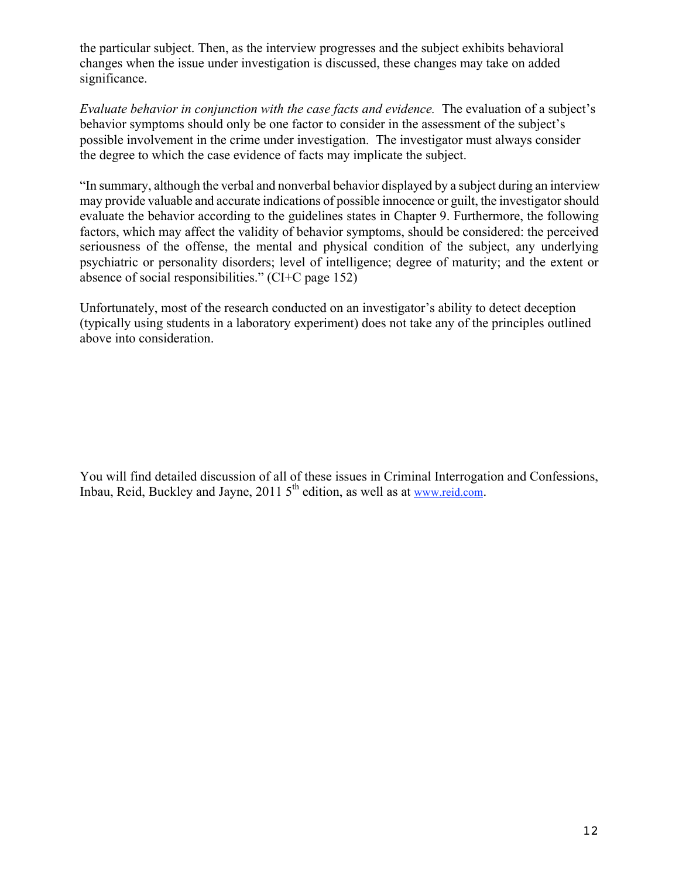the particular subject. Then, as the interview progresses and the subject exhibits behavioral changes when the issue under investigation is discussed, these changes may take on added significance.

*Evaluate behavior in conjunction with the case facts and evidence.* The evaluation of a subject's behavior symptoms should only be one factor to consider in the assessment of the subject's possible involvement in the crime under investigation. The investigator must always consider the degree to which the case evidence of facts may implicate the subject.

"In summary, although the verbal and nonverbal behavior displayed by a subject during an interview may provide valuable and accurate indications of possible innocence or guilt, the investigator should evaluate the behavior according to the guidelines states in Chapter 9. Furthermore, the following factors, which may affect the validity of behavior symptoms, should be considered: the perceived seriousness of the offense, the mental and physical condition of the subject, any underlying psychiatric or personality disorders; level of intelligence; degree of maturity; and the extent or absence of social responsibilities." (CI+C page 152)

Unfortunately, most of the research conducted on an investigator's ability to detect deception (typically using students in a laboratory experiment) does not take any of the principles outlined above into consideration.

You will find detailed discussion of all of these issues in Criminal Interrogation and Confessions, Inbau, Reid, Buckley and Jayne, 2011 5th edition, as well as at www.reid.com.